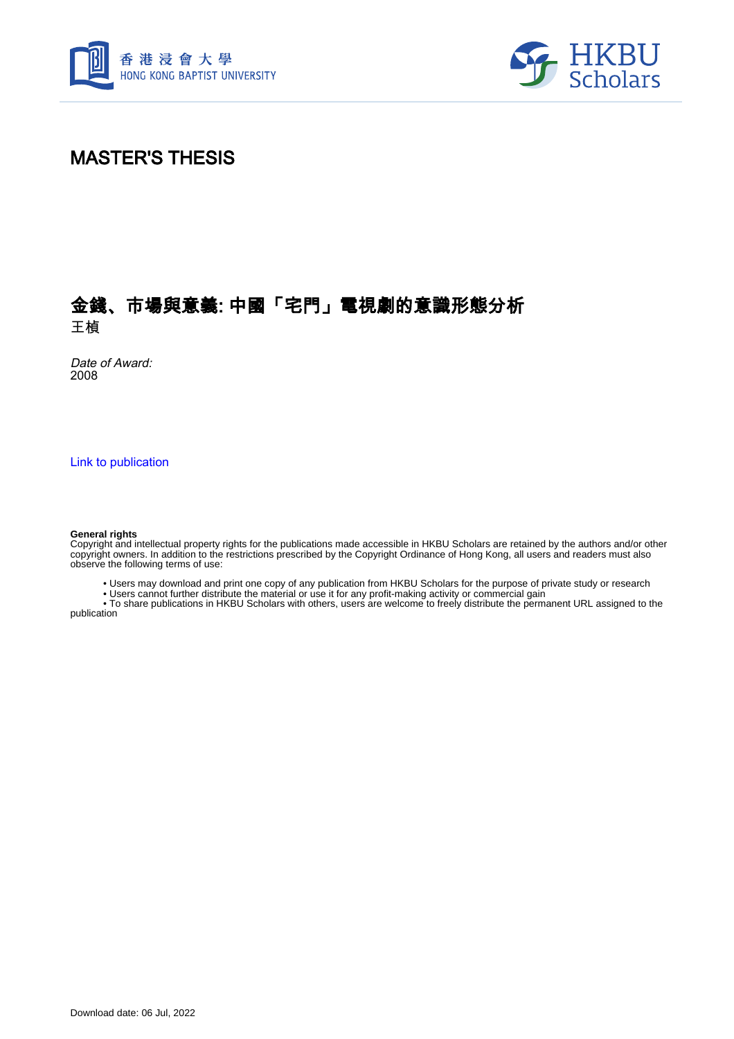# MASTER'S THESIS

## 金錢、市場與意義: 中國「宅門」電視劇的意識形態分析

王楨

*Date of Award:*
2008

Link to publication

**General rights**
Copyright and intellectual property rights for the publications made accessible in HKBU Scholars are retained by the authors and/or other copyright owners. In addition to the restrictions prescribed by the Copyright Ordinance of Hong Kong, all users and readers must also observe the following terms of use:

- Users may download and print one copy of any publication from HKBU Scholars for the purpose of private study or research
- Users cannot further distribute the material or use it for any profit-making activity or commercial gain
- To share publications in HKBU Scholars with others, users are welcome to freely distribute the permanent URL assigned to the publication

Download date: 06 Jul, 2022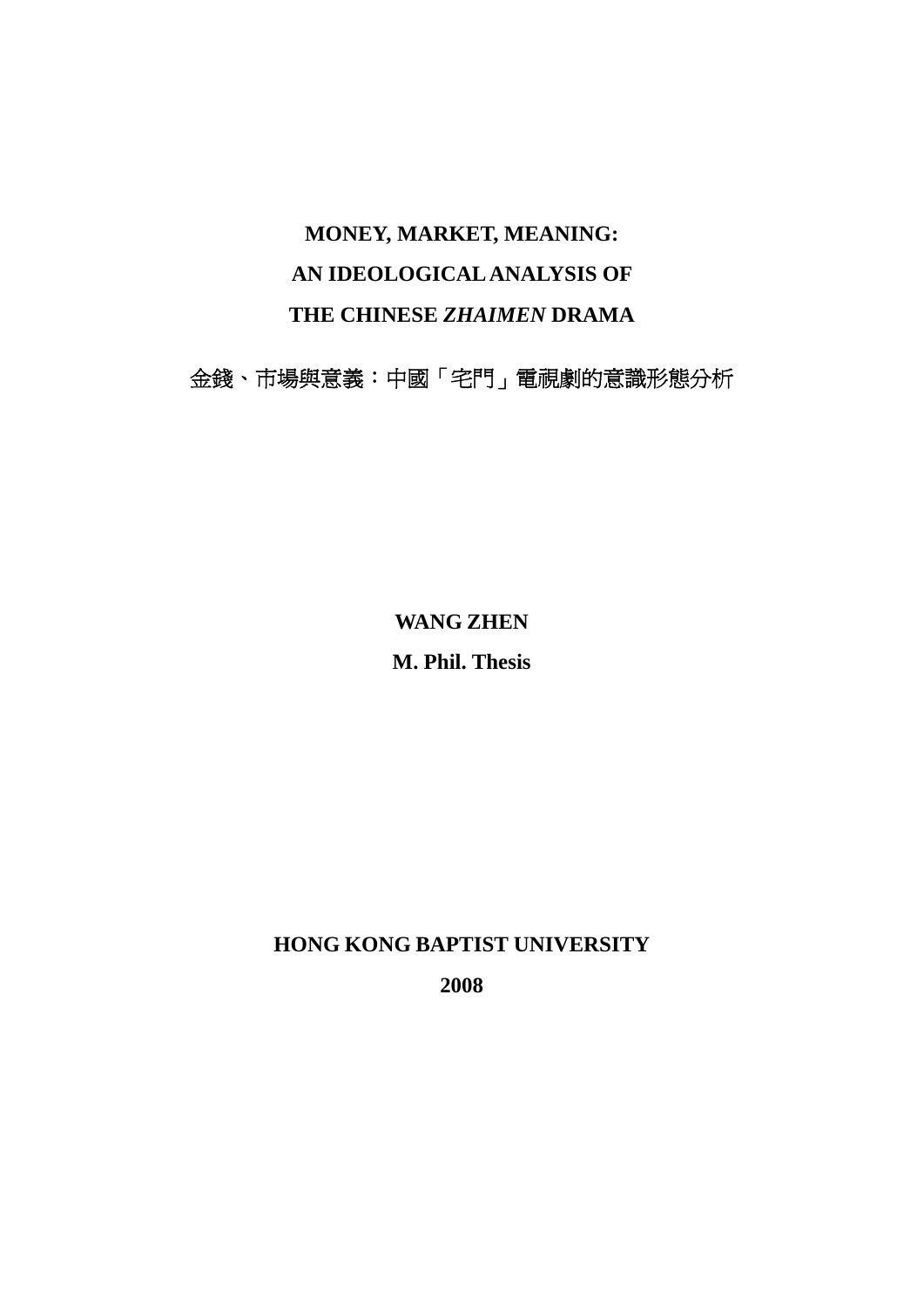# MONEY, MARKET, MEANING:
# AN IDEOLOGICAL ANALYSIS OF
# THE CHINESE *ZHAIMEN* DRAMA

金錢、市場與意義：中國「宅門」電視劇的意識形態分析

**WANG ZHEN**

**M. Phil. Thesis**

**HONG KONG BAPTIST UNIVERSITY**

**2008**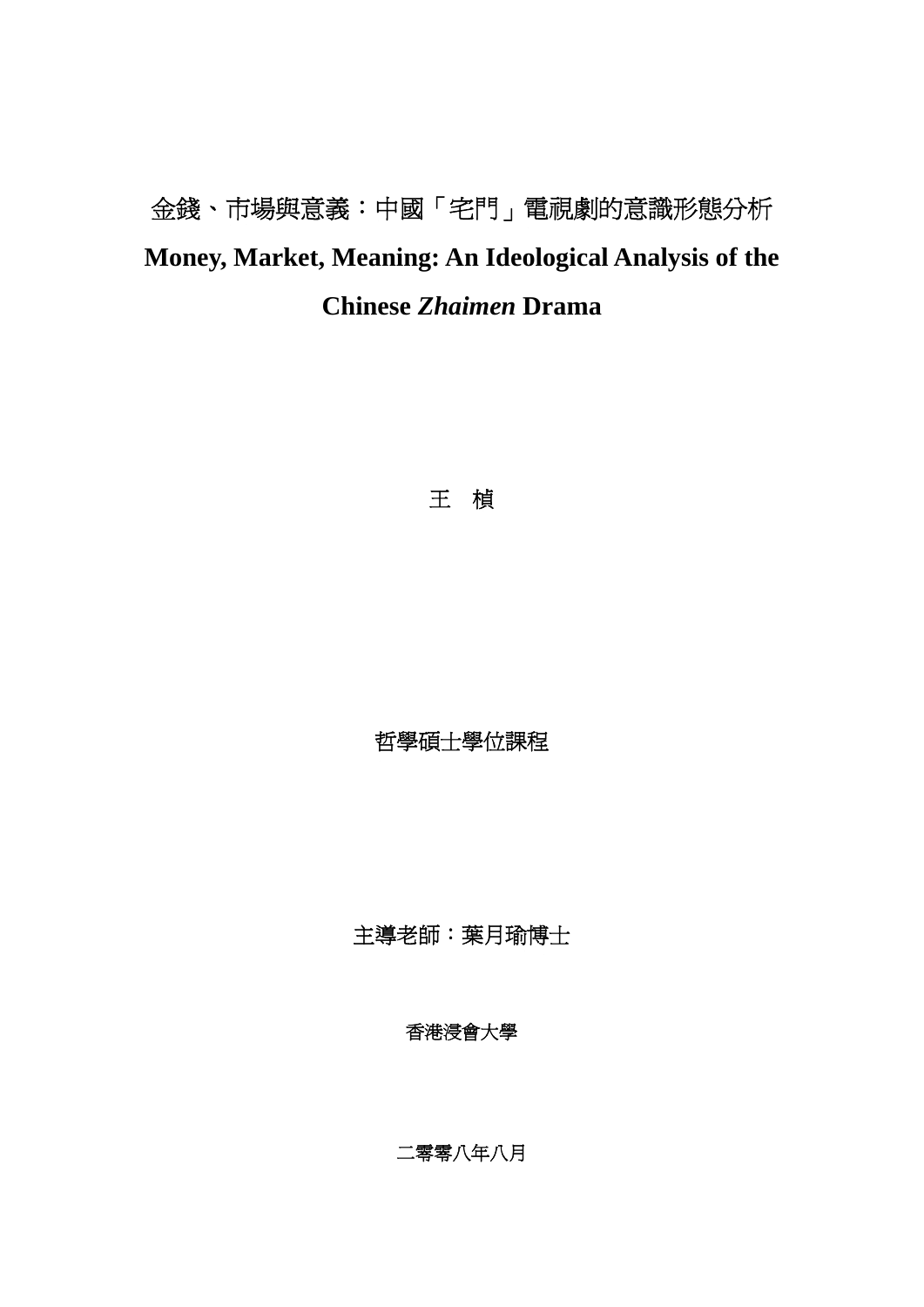# 金錢、市場與意義：中國「宅門」電視劇的意識形態分析

# Money, Market, Meaning: An Ideological Analysis of the Chinese *Zhaimen* Drama

王 楨

哲學碩士學位課程

主導老師：葉月瑜博士

香港浸會大學

二零零八年八月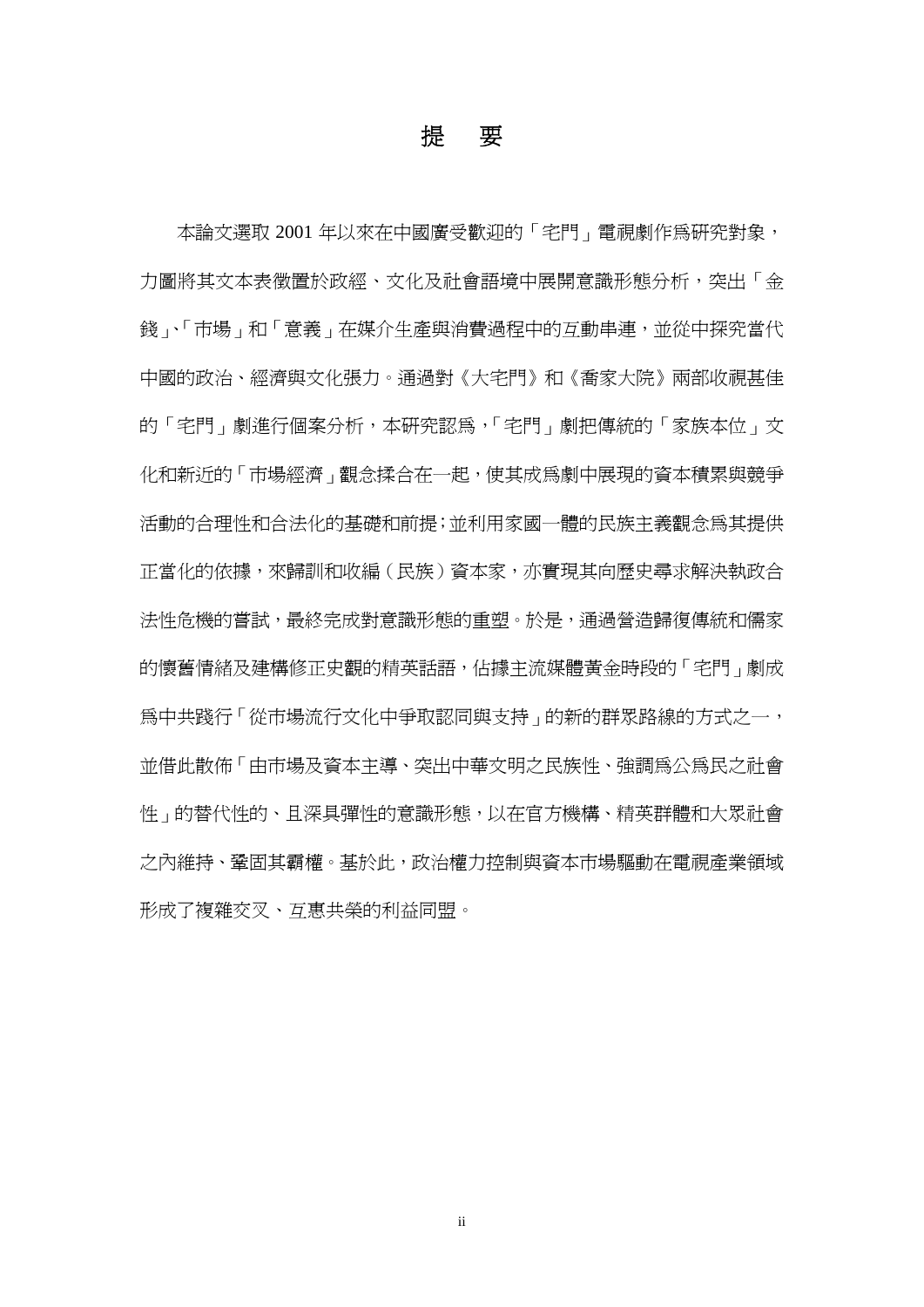# 提　要

本論文選取 2001 年以來在中國廣受歡迎的「宅門」電視劇作爲研究對象，力圖將其文本表徵置於政經、文化及社會語境中展開意識形態分析，突出「金錢」、「市場」和「意義」在媒介生產與消費過程中的互動串連，並從中探究當代中國的政治、經濟與文化張力。通過對《大宅門》和《喬家大院》兩部收視甚佳的「宅門」劇進行個案分析，本研究認爲，「宅門」劇把傳統的「家族本位」文化和新近的「市場經濟」觀念揉合在一起，使其成爲劇中展現的資本積累與競爭活動的合理性和合法化的基礎和前提；並利用家國一體的民族主義觀念爲其提供正當化的依據，來歸訓和收編（民族）資本家，亦實現其向歷史尋求解決執政合法性危機的嘗試，最終完成對意識形態的重塑。於是，通過營造歸復傳統和儒家的懷舊情緒及建構修正史觀的精英話語，佔據主流媒體黃金時段的「宅門」劇成爲中共踐行「從市場流行文化中爭取認同與支持」的新的群眾路線的方式之一，並借此散佈「由市場及資本主導、突出中華文明之民族性、強調爲公爲民之社會性」的替代性的、且深具彈性的意識形態，以在官方機構、精英群體和大眾社會之內維持、鞏固其霸權。基於此，政治權力控制與資本市場驅動在電視產業領域形成了複雜交叉、互惠共榮的利益同盟。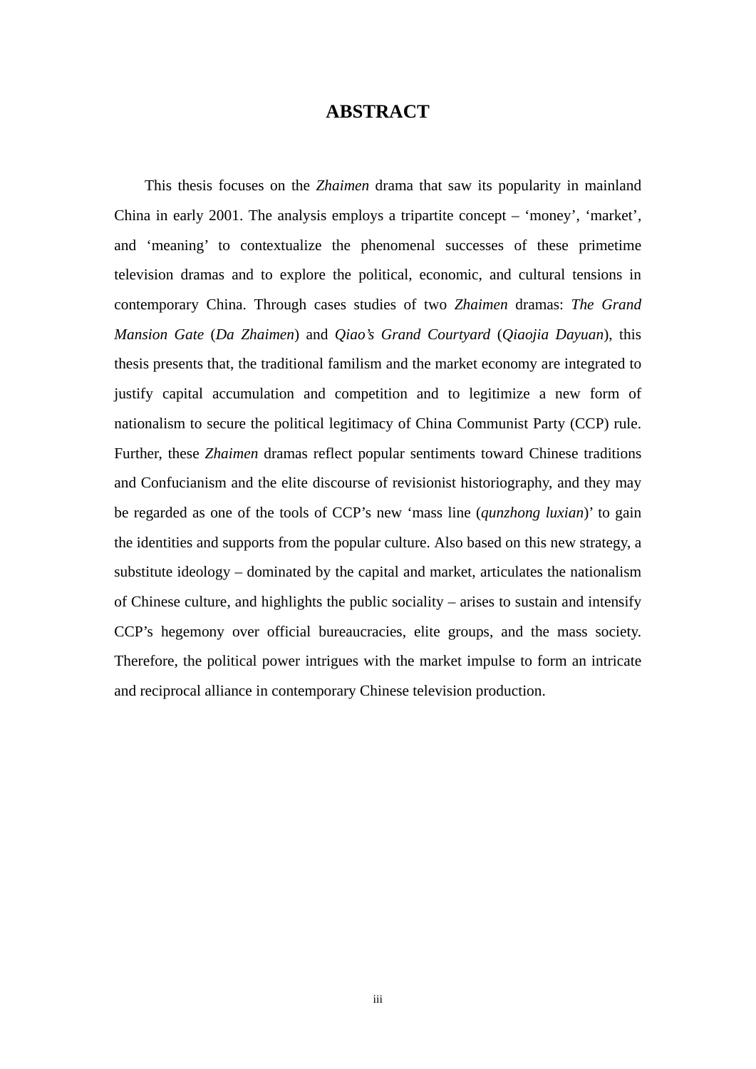# ABSTRACT

This thesis focuses on the *Zhaimen* drama that saw its popularity in mainland China in early 2001. The analysis employs a tripartite concept – 'money', 'market', and 'meaning' to contextualize the phenomenal successes of these primetime television dramas and to explore the political, economic, and cultural tensions in contemporary China. Through cases studies of two *Zhaimen* dramas: *The Grand Mansion Gate* (*Da Zhaimen*) and *Qiao's Grand Courtyard* (*Qiaojia Dayuan*), this thesis presents that, the traditional familism and the market economy are integrated to justify capital accumulation and competition and to legitimize a new form of nationalism to secure the political legitimacy of China Communist Party (CCP) rule. Further, these *Zhaimen* dramas reflect popular sentiments toward Chinese traditions and Confucianism and the elite discourse of revisionist historiography, and they may be regarded as one of the tools of CCP's new 'mass line (*qunzhong luxian*)' to gain the identities and supports from the popular culture. Also based on this new strategy, a substitute ideology – dominated by the capital and market, articulates the nationalism of Chinese culture, and highlights the public sociality – arises to sustain and intensify CCP's hegemony over official bureaucracies, elite groups, and the mass society. Therefore, the political power intrigues with the market impulse to form an intricate and reciprocal alliance in contemporary Chinese television production.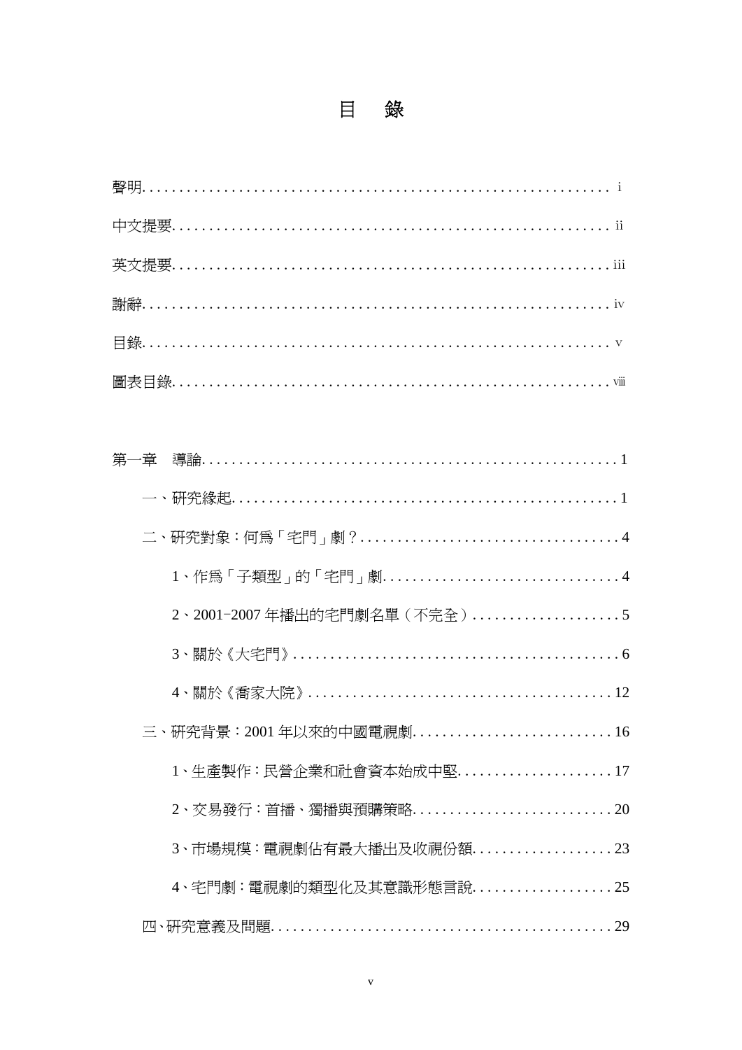# 目　錄

聲明 .................................................... i

中文提要 ................................................ ii

英文提要 ................................................ iii

謝辭 .................................................... iv

目錄 .................................................... v

圖表目錄 ................................................ viii

第一章　導論 ............................................ 1

- 一、研究緣起 ............................................ 1
- 二、研究對象：何爲「宅門」劇？ .......................... 4
  - 1、作爲「子類型」的「宅門」劇 ........................ 4
  - 2、2001-2007 年播出的宅門劇名單（不完全） .............. 5
  - 3、關於《大宅門》 .................................... 6
  - 4、關於《喬家大院》 .................................. 12
- 三、研究背景：2001 年以來的中國電視劇 .................... 16
  - 1、生產製作：民營企業和社會資本始成中堅 .............. 17
  - 2、交易發行：首播、獨播與預購策略 .................... 20
  - 3、市場規模：電視劇佔有最大播出及收視份額 ............ 23
  - 4、宅門劇：電視劇的類型化及其意識形態言說 ............ 25
- 四、研究意義及問題 ...................................... 29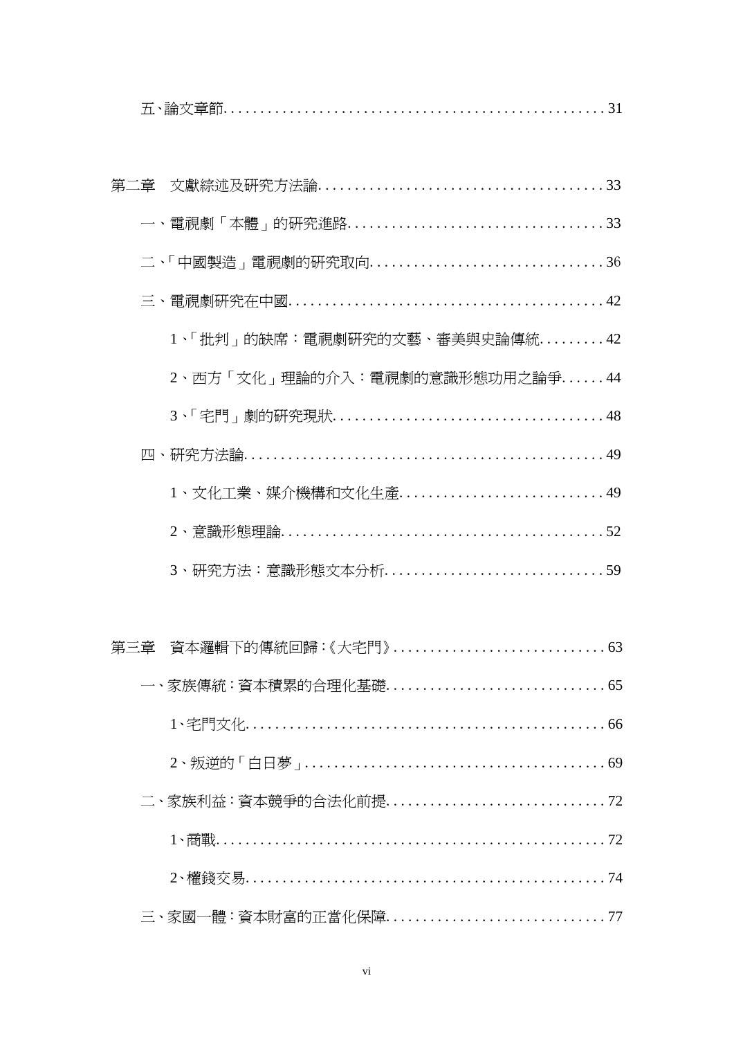五、論文章節 .................................................... 31

第二章　文獻綜述及研究方法論 ....................................... 33

一、電視劇「本體」的研究進路 ..................................... 33

二、「中國製造」電視劇的研究取向 ................................. 36

三、電視劇研究在中國 ............................................ 42

1、「批判」的缺席：電視劇研究的文藝、審美與史論傳統 ......... 42

2、西方「文化」理論的介入：電視劇的意識形態功用之論爭 ...... 44

3、「宅門」劇的研究現狀 ...................................... 48

四、研究方法論 .................................................. 49

1、文化工業、媒介機構和文化生產 ............................. 49

2、意識形態理論 ............................................. 52

3、研究方法：意識形態文本分析 ............................... 59

第三章　資本邏輯下的傳統回歸：《大宅門》 ............................ 63

一、家族傳統：資本積累的合理化基礎 ............................... 65

1、宅門文化 ................................................. 66

2、叛逆的「白日夢」 .......................................... 69

二、家族利益：資本競爭的合法化前提 ............................... 72

1、商戰 ..................................................... 72

2、權錢交易 ................................................. 74

三、家國一體：資本財富的正當化保障 ............................... 77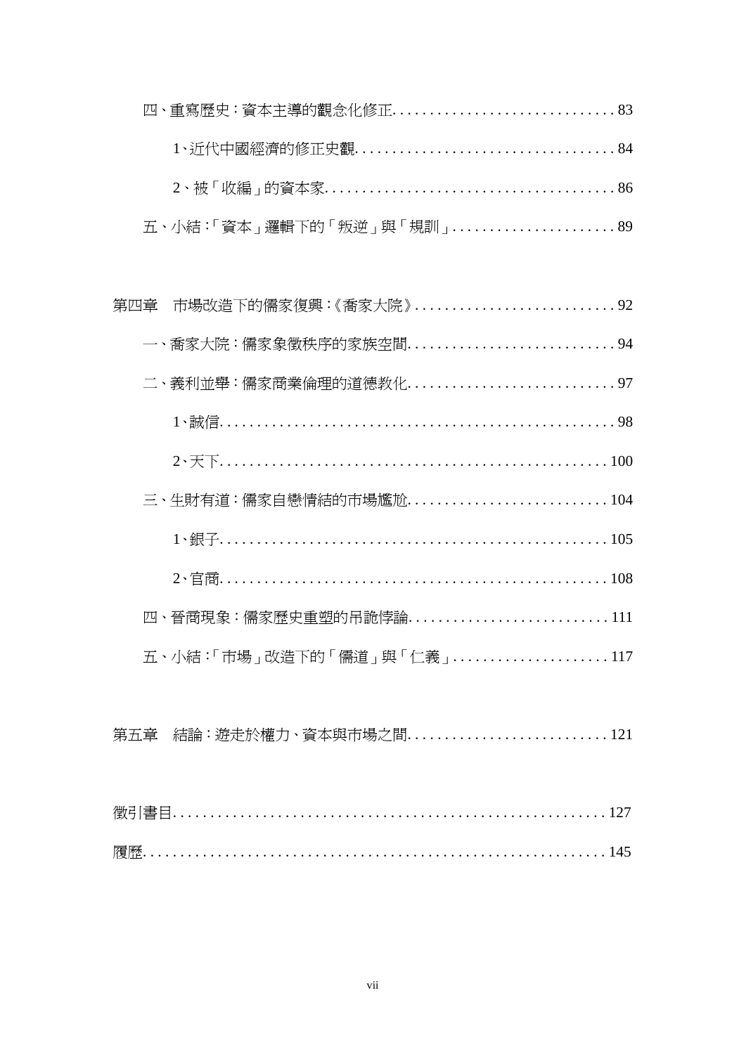四、重寫歷史：資本主導的觀念化修正 .............................. 83

1、近代中國經濟的修正史觀 .................................... 84

2、被「收編」的資本家 ........................................ 86

五、小結：「資本」邏輯下的「叛逆」與「規訓」 ...................... 89

第四章　市場改造下的儒家復興：《喬家大院》 ........................... 92

一、喬家大院：儒家象徵秩序的家族空間 ............................. 94

二、義利並舉：儒家商業倫理的道德教化 ............................. 97

1、誠信 ...................................................... 98

2、天下 ..................................................... 100

三、生財有道：儒家自戀情結的市場尷尬 ............................ 104

1、銀子 ..................................................... 105

2、官商 ..................................................... 108

四、晉商現象：儒家歷史重塑的吊詭悖論 ............................ 111

五、小結：「市場」改造下的「儒道」與「仁義」 ...................... 117

第五章　結論：遊走於權力、資本與市場之間 .......................... 121

徵引書目 ........................................................ 127

履歷 ............................................................ 145